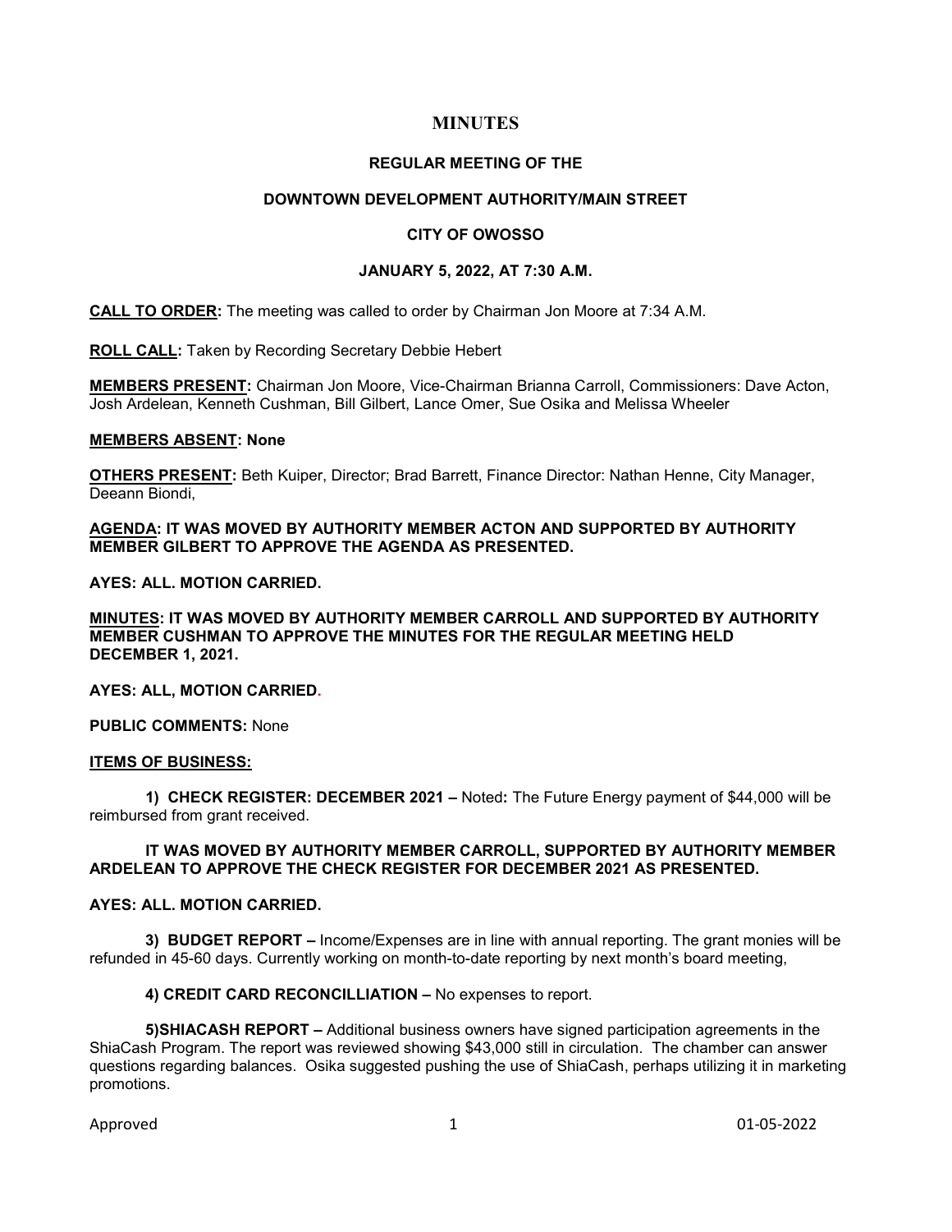# MINUTES

## REGULAR MEETING OF THE

## DOWNTOWN DEVELOPMENT AUTHORITY/MAIN STREET

## CITY OF OWOSSO

## JANUARY 5, 2022, AT 7:30 A.M.

**CALL TO ORDER:** The meeting was called to order by Chairman Jon Moore at 7:34 A.M.

**ROLL CALL:** Taken by Recording Secretary Debbie Hebert

**MEMBERS PRESENT:** Chairman Jon Moore, Vice-Chairman Brianna Carroll, Commissioners: Dave Acton, Josh Ardelean, Kenneth Cushman, Bill Gilbert, Lance Omer, Sue Osika and Melissa Wheeler

**MEMBERS ABSENT: None**

**OTHERS PRESENT:** Beth Kuiper, Director; Brad Barrett, Finance Director: Nathan Henne, City Manager, Deeann Biondi,

**AGENDA: IT WAS MOVED BY AUTHORITY MEMBER ACTON AND SUPPORTED BY AUTHORITY MEMBER GILBERT TO APPROVE THE AGENDA AS PRESENTED.**

**AYES: ALL. MOTION CARRIED.**

**MINUTES: IT WAS MOVED BY AUTHORITY MEMBER CARROLL AND SUPPORTED BY AUTHORITY MEMBER CUSHMAN TO APPROVE THE MINUTES FOR THE REGULAR MEETING HELD DECEMBER 1, 2021.**

**AYES: ALL, MOTION CARRIED.**

**PUBLIC COMMENTS:** None

**ITEMS OF BUSINESS:**

**1) CHECK REGISTER: DECEMBER 2021 –** Noted**:** The Future Energy payment of $44,000 will be reimbursed from grant received.

**IT WAS MOVED BY AUTHORITY MEMBER CARROLL, SUPPORTED BY AUTHORITY MEMBER ARDELEAN TO APPROVE THE CHECK REGISTER FOR DECEMBER 2021 AS PRESENTED.**

**AYES: ALL. MOTION CARRIED.**

**3) BUDGET REPORT –** Income/Expenses are in line with annual reporting. The grant monies will be refunded in 45-60 days. Currently working on month-to-date reporting by next month's board meeting,

**4) CREDIT CARD RECONCILLIATION –** No expenses to report.

**5)SHIACASH REPORT –** Additional business owners have signed participation agreements in the ShiaCash Program. The report was reviewed showing $43,000 still in circulation. The chamber can answer questions regarding balances. Osika suggested pushing the use of ShiaCash, perhaps utilizing it in marketing promotions.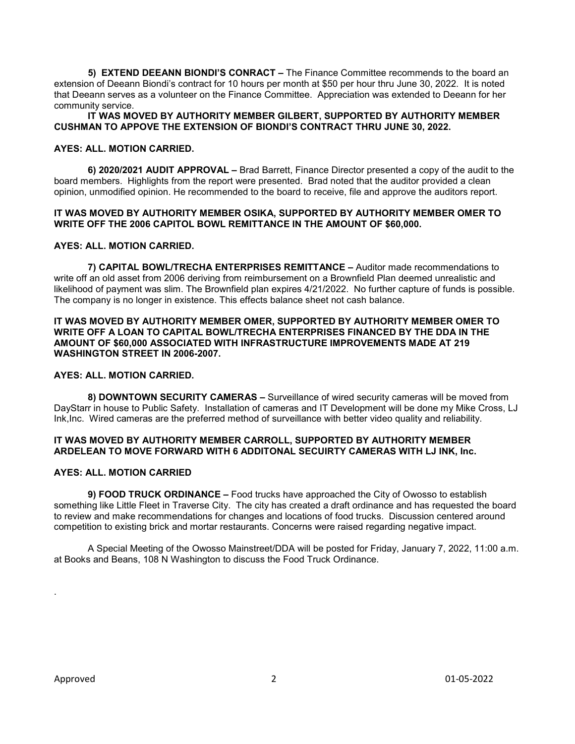**5) EXTEND DEEANN BIONDI'S CONRACT –** The Finance Committee recommends to the board an extension of Deeann Biondi's contract for 10 hours per month at $50 per hour thru June 30, 2022. It is noted that Deeann serves as a volunteer on the Finance Committee. Appreciation was extended to Deeann for her community service.

**IT WAS MOVED BY AUTHORITY MEMBER GILBERT, SUPPORTED BY AUTHORITY MEMBER CUSHMAN TO APPOVE THE EXTENSION OF BIONDI'S CONTRACT THRU JUNE 30, 2022.**

**AYES: ALL. MOTION CARRIED.**

**6) 2020/2021 AUDIT APPROVAL –** Brad Barrett, Finance Director presented a copy of the audit to the board members. Highlights from the report were presented. Brad noted that the auditor provided a clean opinion, unmodified opinion. He recommended to the board to receive, file and approve the auditors report.

**IT WAS MOVED BY AUTHORITY MEMBER OSIKA, SUPPORTED BY AUTHORITY MEMBER OMER TO WRITE OFF THE 2006 CAPITOL BOWL REMITTANCE IN THE AMOUNT OF $60,000.**

**AYES: ALL. MOTION CARRIED.**

**7) CAPITAL BOWL/TRECHA ENTERPRISES REMITTANCE –** Auditor made recommendations to write off an old asset from 2006 deriving from reimbursement on a Brownfield Plan deemed unrealistic and likelihood of payment was slim. The Brownfield plan expires 4/21/2022. No further capture of funds is possible. The company is no longer in existence. This effects balance sheet not cash balance.

**IT WAS MOVED BY AUTHORITY MEMBER OMER, SUPPORTED BY AUTHORITY MEMBER OMER TO WRITE OFF A LOAN TO CAPITAL BOWL/TRECHA ENTERPRISES FINANCED BY THE DDA IN THE AMOUNT OF $60,000 ASSOCIATED WITH INFRASTRUCTURE IMPROVEMENTS MADE AT 219 WASHINGTON STREET IN 2006-2007.**

**AYES: ALL. MOTION CARRIED.**

**8) DOWNTOWN SECURITY CAMERAS –** Surveillance of wired security cameras will be moved from DayStarr in house to Public Safety. Installation of cameras and IT Development will be done my Mike Cross, LJ Ink,Inc. Wired cameras are the preferred method of surveillance with better video quality and reliability.

**IT WAS MOVED BY AUTHORITY MEMBER CARROLL, SUPPORTED BY AUTHORITY MEMBER ARDELEAN TO MOVE FORWARD WITH 6 ADDITONAL SECUIRTY CAMERAS WITH LJ INK, Inc.**

**AYES: ALL. MOTION CARRIED**

**9) FOOD TRUCK ORDINANCE –** Food trucks have approached the City of Owosso to establish something like Little Fleet in Traverse City. The city has created a draft ordinance and has requested the board to review and make recommendations for changes and locations of food trucks. Discussion centered around competition to existing brick and mortar restaurants. Concerns were raised regarding negative impact.

A Special Meeting of the Owosso Mainstreet/DDA will be posted for Friday, January 7, 2022, 11:00 a.m. at Books and Beans, 108 N Washington to discuss the Food Truck Ordinance.

.

Approved 01-05-2022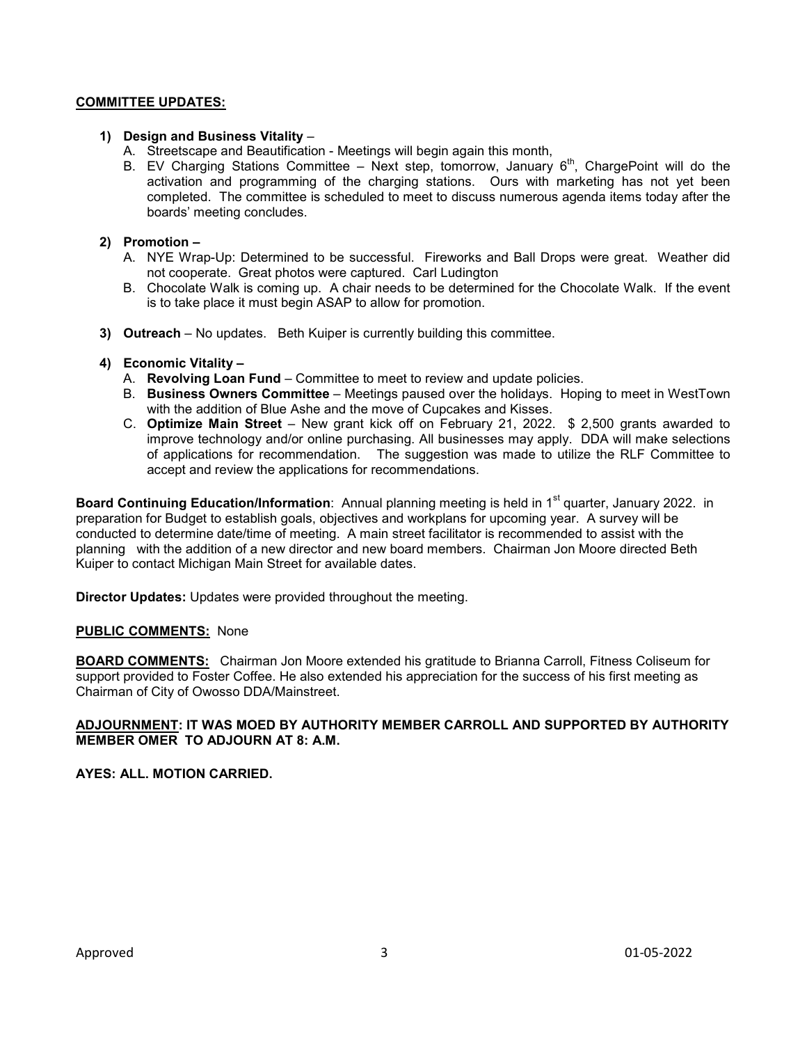**COMMITTEE UPDATES:**

1) **Design and Business Vitality** –
   A. Streetscape and Beautification - Meetings will begin again this month,
   B. EV Charging Stations Committee – Next step, tomorrow, January 6th, ChargePoint will do the activation and programming of the charging stations. Ours with marketing has not yet been completed. The committee is scheduled to meet to discuss numerous agenda items today after the boards' meeting concludes.

2) **Promotion –**
   A. NYE Wrap-Up: Determined to be successful. Fireworks and Ball Drops were great. Weather did not cooperate. Great photos were captured. Carl Ludington
   B. Chocolate Walk is coming up. A chair needs to be determined for the Chocolate Walk. If the event is to take place it must begin ASAP to allow for promotion.

3) **Outreach** – No updates. Beth Kuiper is currently building this committee.

4) **Economic Vitality –**
   A. **Revolving Loan Fund** – Committee to meet to review and update policies.
   B. **Business Owners Committee** – Meetings paused over the holidays. Hoping to meet in WestTown with the addition of Blue Ashe and the move of Cupcakes and Kisses.
   C. **Optimize Main Street** – New grant kick off on February 21, 2022. $ 2,500 grants awarded to improve technology and/or online purchasing. All businesses may apply. DDA will make selections of applications for recommendation. The suggestion was made to utilize the RLF Committee to accept and review the applications for recommendations.

**Board Continuing Education/Information**: Annual planning meeting is held in 1st quarter, January 2022. in preparation for Budget to establish goals, objectives and workplans for upcoming year. A survey will be conducted to determine date/time of meeting. A main street facilitator is recommended to assist with the planning with the addition of a new director and new board members. Chairman Jon Moore directed Beth Kuiper to contact Michigan Main Street for available dates.

**Director Updates:** Updates were provided throughout the meeting.

**PUBLIC COMMENTS:** None

**BOARD COMMENTS:** Chairman Jon Moore extended his gratitude to Brianna Carroll, Fitness Coliseum for support provided to Foster Coffee. He also extended his appreciation for the success of his first meeting as Chairman of City of Owosso DDA/Mainstreet.

**ADJOURNMENT: IT WAS MOED BY AUTHORITY MEMBER CARROLL AND SUPPORTED BY AUTHORITY MEMBER OMER TO ADJOURN AT 8: A.M.**

**AYES: ALL. MOTION CARRIED.**

Approved 01-05-2022